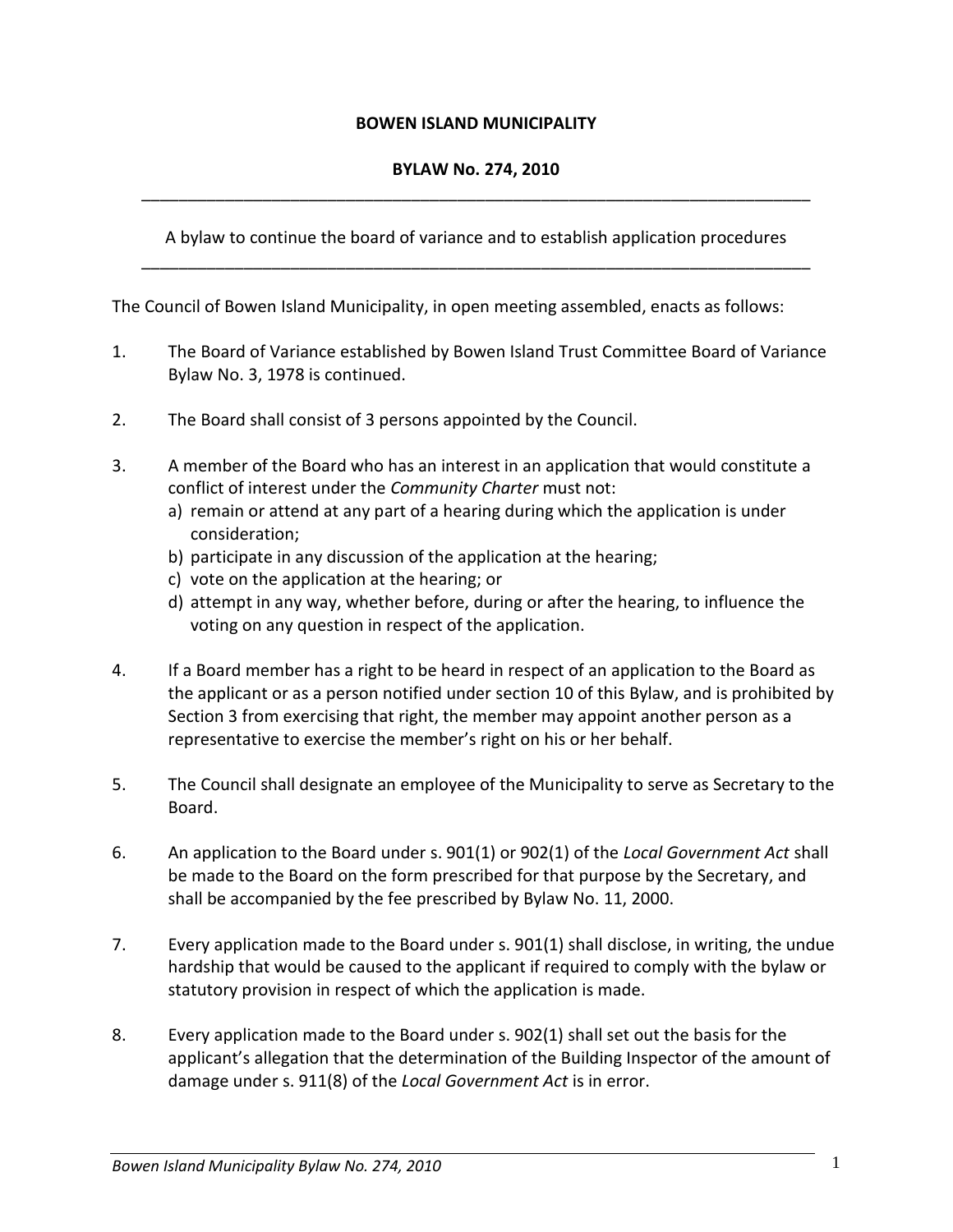**BOWEN ISLAND MUNICIPALITY**

**BYLAW No. 274, 2010**

---

A bylaw to continue the board of variance and to establish application procedures

---

The Council of Bowen Island Municipality, in open meeting assembled, enacts as follows:

1. The Board of Variance established by Bowen Island Trust Committee Board of Variance Bylaw No. 3, 1978 is continued.

2. The Board shall consist of 3 persons appointed by the Council.

3. A member of the Board who has an interest in an application that would constitute a conflict of interest under the *Community Charter* must not:
   a) remain or attend at any part of a hearing during which the application is under consideration;
   b) participate in any discussion of the application at the hearing;
   c) vote on the application at the hearing; or
   d) attempt in any way, whether before, during or after the hearing, to influence the voting on any question in respect of the application.

4. If a Board member has a right to be heard in respect of an application to the Board as the applicant or as a person notified under section 10 of this Bylaw, and is prohibited by Section 3 from exercising that right, the member may appoint another person as a representative to exercise the member's right on his or her behalf.

5. The Council shall designate an employee of the Municipality to serve as Secretary to the Board.

6. An application to the Board under s. 901(1) or 902(1) of the *Local Government Act* shall be made to the Board on the form prescribed for that purpose by the Secretary, and shall be accompanied by the fee prescribed by Bylaw No. 11, 2000.

7. Every application made to the Board under s. 901(1) shall disclose, in writing, the undue hardship that would be caused to the applicant if required to comply with the bylaw or statutory provision in respect of which the application is made.

8. Every application made to the Board under s. 902(1) shall set out the basis for the applicant's allegation that the determination of the Building Inspector of the amount of damage under s. 911(8) of the *Local Government Act* is in error.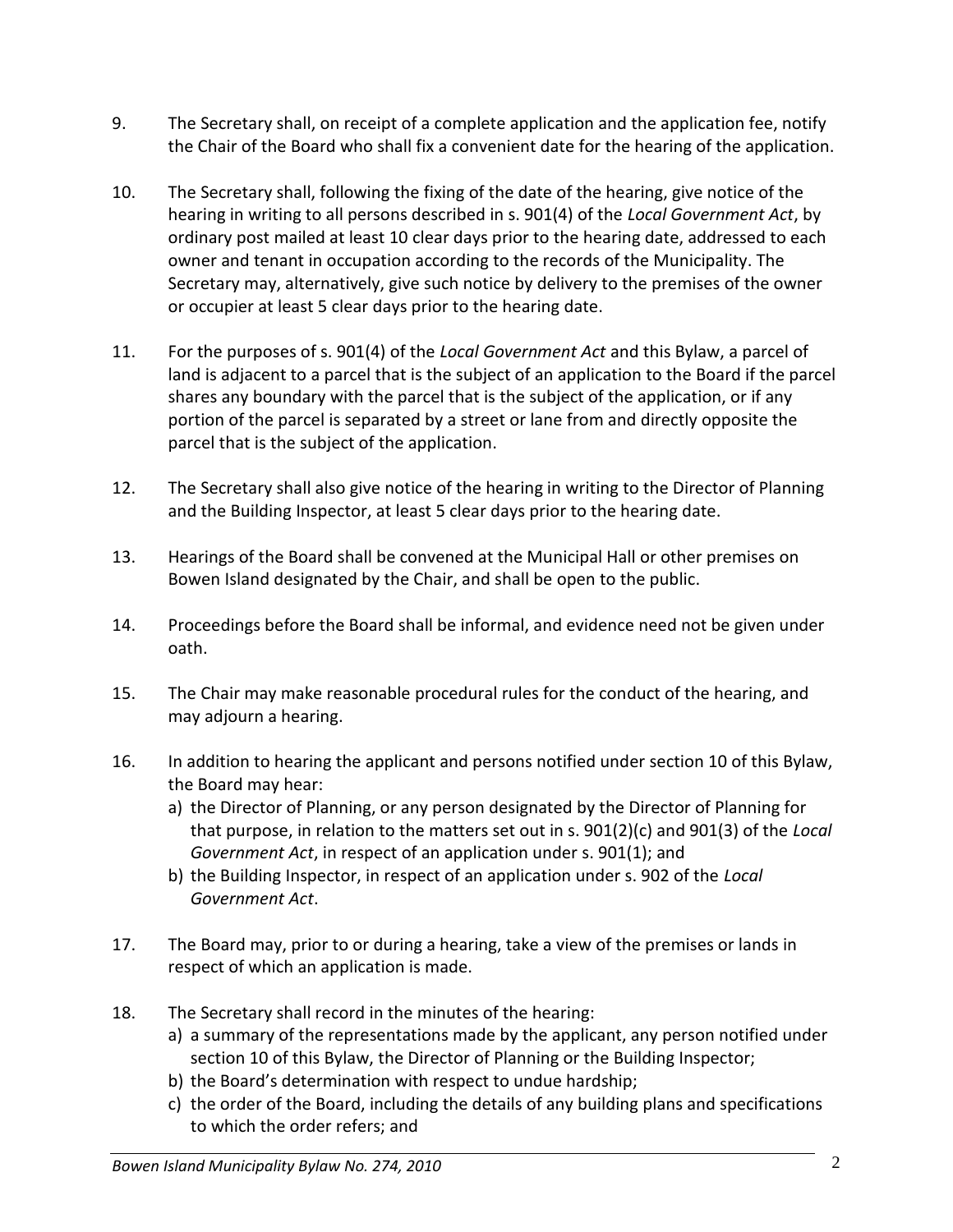9. The Secretary shall, on receipt of a complete application and the application fee, notify the Chair of the Board who shall fix a convenient date for the hearing of the application.

10. The Secretary shall, following the fixing of the date of the hearing, give notice of the hearing in writing to all persons described in s. 901(4) of the *Local Government Act*, by ordinary post mailed at least 10 clear days prior to the hearing date, addressed to each owner and tenant in occupation according to the records of the Municipality. The Secretary may, alternatively, give such notice by delivery to the premises of the owner or occupier at least 5 clear days prior to the hearing date.

11. For the purposes of s. 901(4) of the *Local Government Act* and this Bylaw, a parcel of land is adjacent to a parcel that is the subject of an application to the Board if the parcel shares any boundary with the parcel that is the subject of the application, or if any portion of the parcel is separated by a street or lane from and directly opposite the parcel that is the subject of the application.

12. The Secretary shall also give notice of the hearing in writing to the Director of Planning and the Building Inspector, at least 5 clear days prior to the hearing date.

13. Hearings of the Board shall be convened at the Municipal Hall or other premises on Bowen Island designated by the Chair, and shall be open to the public.

14. Proceedings before the Board shall be informal, and evidence need not be given under oath.

15. The Chair may make reasonable procedural rules for the conduct of the hearing, and may adjourn a hearing.

16. In addition to hearing the applicant and persons notified under section 10 of this Bylaw, the Board may hear:
    a) the Director of Planning, or any person designated by the Director of Planning for that purpose, in relation to the matters set out in s. 901(2)(c) and 901(3) of the *Local Government Act*, in respect of an application under s. 901(1); and
    b) the Building Inspector, in respect of an application under s. 902 of the *Local Government Act*.

17. The Board may, prior to or during a hearing, take a view of the premises or lands in respect of which an application is made.

18. The Secretary shall record in the minutes of the hearing:
    a) a summary of the representations made by the applicant, any person notified under section 10 of this Bylaw, the Director of Planning or the Building Inspector;
    b) the Board's determination with respect to undue hardship;
    c) the order of the Board, including the details of any building plans and specifications to which the order refers; and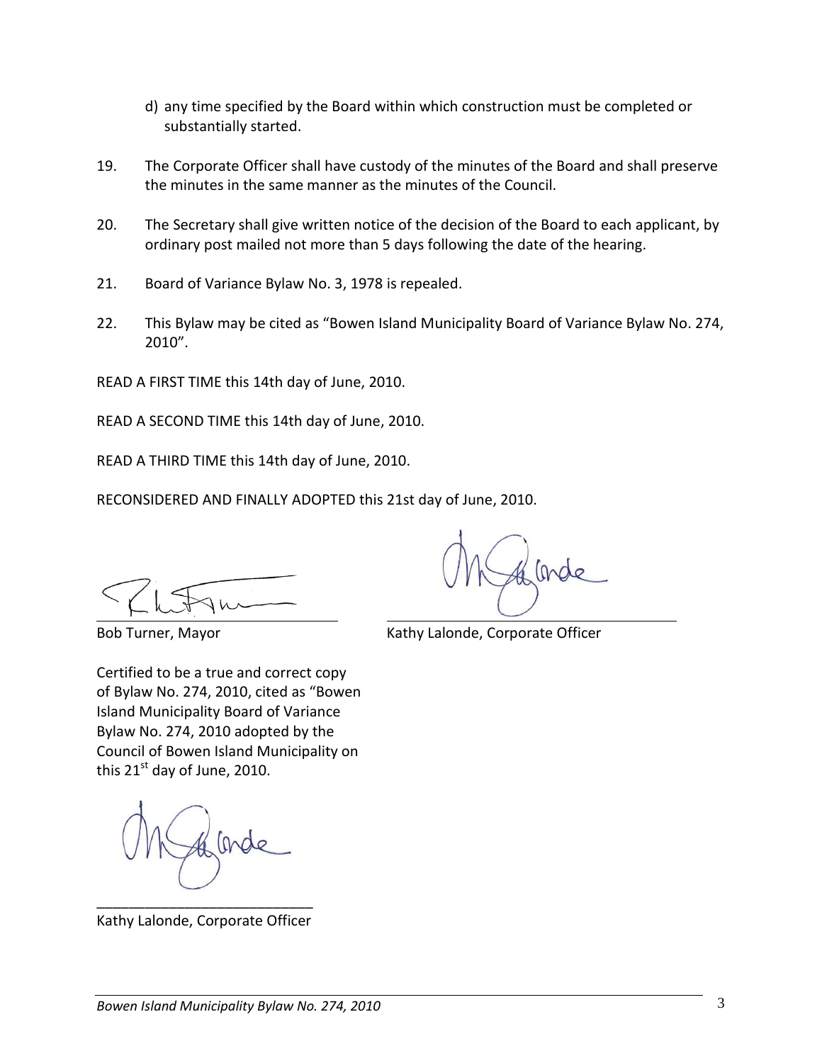d) any time specified by the Board within which construction must be completed or substantially started.

19. The Corporate Officer shall have custody of the minutes of the Board and shall preserve the minutes in the same manner as the minutes of the Council.

20. The Secretary shall give written notice of the decision of the Board to each applicant, by ordinary post mailed not more than 5 days following the date of the hearing.

21. Board of Variance Bylaw No. 3, 1978 is repealed.

22. This Bylaw may be cited as "Bowen Island Municipality Board of Variance Bylaw No. 274, 2010".

READ A FIRST TIME this 14th day of June, 2010.

READ A SECOND TIME this 14th day of June, 2010.

READ A THIRD TIME this 14th day of June, 2010.

RECONSIDERED AND FINALLY ADOPTED this 21st day of June, 2010.

Bob Turner, Mayor

Kathy Lalonde, Corporate Officer

Certified to be a true and correct copy of Bylaw No. 274, 2010, cited as "Bowen Island Municipality Board of Variance Bylaw No. 274, 2010 adopted by the Council of Bowen Island Municipality on this 21st day of June, 2010.

\_\_\_\_\_\_\_\_\_\_\_\_\_\_\_\_\_\_\_\_\_\_\_\_\_\_\_\_

Kathy Lalonde, Corporate Officer